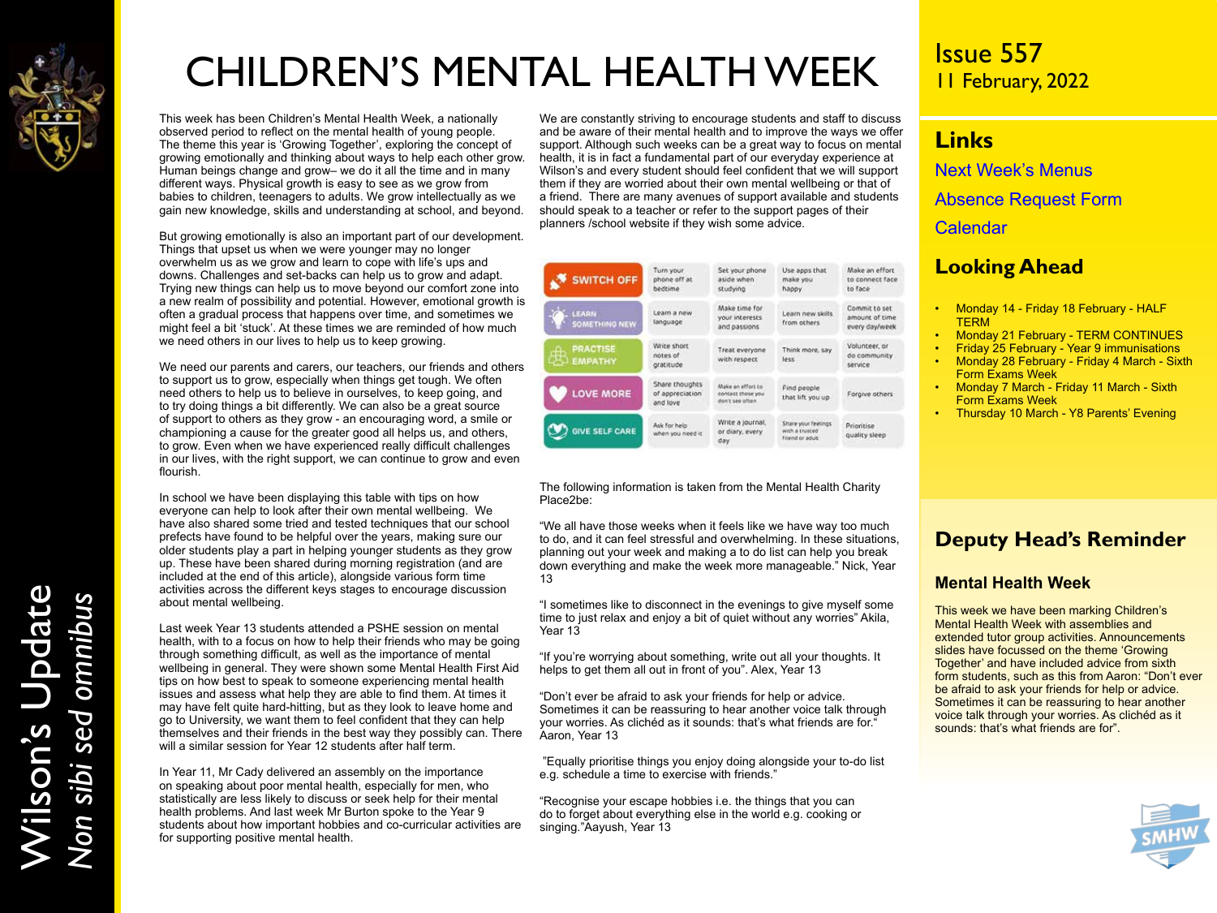# CHILDREN'S MENTAL HEALTH WEEK

This week has been Children's Mental Health Week, a nationally observed period to reflect on the mental health of young people. The theme this year is 'Growing Together', exploring the concept of growing emotionally and thinking about ways to help each other grow. Human beings change and grow– we do it all the time and in many different ways. Physical growth is easy to see as we grow from babies to children, teenagers to adults. We grow intellectually as we gain new knowledge, skills and understanding at school, and beyond.

But growing emotionally is also an important part of our development. Things that upset us when we were younger may no longer overwhelm us as we grow and learn to cope with life's ups and downs. Challenges and set-backs can help us to grow and adapt. Trying new things can help us to move beyond our comfort zone into a new realm of possibility and potential. However, emotional growth is often a gradual process that happens over time, and sometimes we might feel a bit 'stuck'. At these times we are reminded of how much we need others in our lives to help us to keep growing.

We need our parents and carers, our teachers, our friends and others to support us to grow, especially when things get tough. We often need others to help us to believe in ourselves, to keep going, and to try doing things a bit differently. We can also be a great source of support to others as they grow - an encouraging word, a smile or championing a cause for the greater good all helps us, and others, to grow. Even when we have experienced really difficult challenges in our lives, with the right support, we can continue to grow and even flourish.

In school we have been displaying this table with tips on how everyone can help to look after their own mental wellbeing. We have also shared some tried and tested techniques that our school prefects have found to be helpful over the years, making sure our older students play a part in helping younger students as they grow up. These have been shared during morning registration (and are included at the end of this article), alongside various form time activities across the different keys stages to encourage discussion about mental wellbeing.

Last week Year 13 students attended a PSHE session on mental health, with to a focus on how to help their friends who may be going through something difficult, as well as the importance of mental wellbeing in general. They were shown some Mental Health First Aid tips on how best to speak to someone experiencing mental health issues and assess what help they are able to find them. At times it may have felt quite hard-hitting, but as they look to leave home and go to University, we want them to feel confident that they can help themselves and their friends in the best way they possibly can. There will a similar session for Year 12 students after half term.

In Year 11, Mr Cady delivered an assembly on the importance on speaking about poor mental health, especially for men, who statistically are less likely to discuss or seek help for their mental health problems. And last week Mr Burton spoke to the Year 9 students about how important hobbies and co-curricular activities are for supporting positive mental health.

We are constantly striving to encourage students and staff to discuss and be aware of their mental health and to improve the ways we offer support. Although such weeks can be a great way to focus on mental health, it is in fact a fundamental part of our everyday experience at Wilson's and every student should feel confident that we will support them if they are worried about their own mental wellbeing or that of a friend. There are many avenues of support available and students should speak to a teacher or refer to the support pages of their planners /school website if they wish some advice.

| | | | | |
|---|---|---|---|---|
| SWITCH OFF | Turn your phone off at bedtime | Set your phone aside when studying | Use apps that make you happy | Make an effort to connect face to face |
| LEARN SOMETHING NEW | Learn a new language | Make time for your interests and passions | Learn new skills from others | Commit to set amount of time every day/week |
| PRACTISE EMPATHY | Write short notes of gratitude | Treat everyone with respect | Think more, say less | Volunteer, or do community service |
| LOVE MORE | Share thoughts of appreciation and love | Make an effort to contact those you don't see often | Find people that lift you up | Forgive others |
| GIVE SELF CARE | Ask for help when you need it | Write a journal, or diary, every day | Share your feelings with a trusted friend or adult | Prioritise quality sleep |

The following information is taken from the Mental Health Charity Place2be:

"We all have those weeks when it feels like we have way too much to do, and it can feel stressful and overwhelming. In these situations, planning out your week and making a to do list can help you break down everything and make the week more manageable." Nick, Year 13

"I sometimes like to disconnect in the evenings to give myself some time to just relax and enjoy a bit of quiet without any worries" Akila, Year 13

"If you're worrying about something, write out all your thoughts. It helps to get them all out in front of you". Alex, Year 13

"Don't ever be afraid to ask your friends for help or advice. Sometimes it can be reassuring to hear another voice talk through your worries. As clichéd as it sounds: that's what friends are for." Aaron, Year 13

"Equally prioritise things you enjoy doing alongside your to-do list e.g. schedule a time to exercise with friends."

"Recognise your escape hobbies i.e. the things that you can do to forget about everything else in the world e.g. cooking or singing."Aayush, Year 13

Issue 557
11 February, 2022

## Links

Next Week's Menus

Absence Request Form

Calendar

## Looking Ahead

- Monday 14 - Friday 18 February - HALF TERM
- Monday 21 February - TERM CONTINUES
- Friday 25 February - Year 9 immunisations
- Monday 28 February - Friday 4 March - Sixth Form Exams Week
- Monday 7 March - Friday 11 March - Sixth Form Exams Week
- Thursday 10 March - Y8 Parents' Evening

## Deputy Head's Reminder

### Mental Health Week

This week we have been marking Children's Mental Health Week with assemblies and extended tutor group activities. Announcements slides have focussed on the theme 'Growing Together' and have included advice from sixth form students, such as this from Aaron: "Don't ever be afraid to ask your friends for help or advice. Sometimes it can be reassuring to hear another voice talk through your worries. As clichéd as it sounds: that's what friends are for".

Wilson's Update
*Non sibi sed omnibus*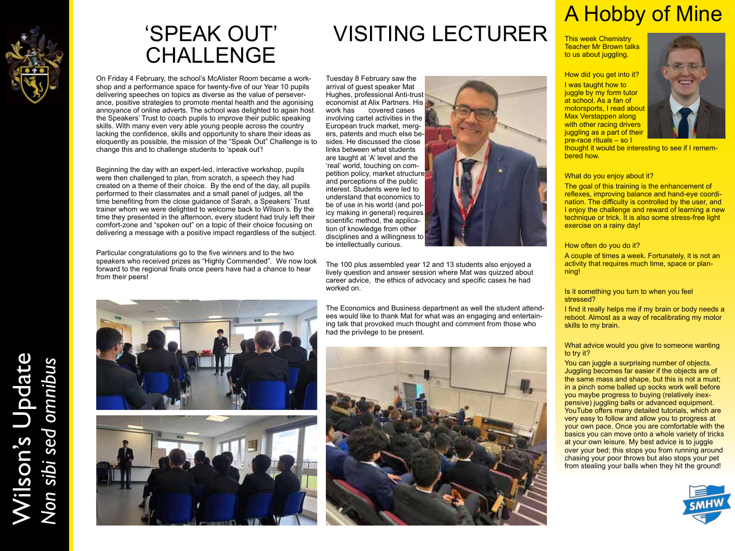# 'SPEAK OUT' CHALLENGE

On Friday 4 February, the school's McAlister Room became a workshop and a performance space for twenty-five of our Year 10 pupils delivering speeches on topics as diverse as the value of perseverance, positive strategies to promote mental health and the agonising annoyance of online adverts. The school was delighted to again host the Speakers' Trust to coach pupils to improve their public speaking skills. With many even very able young people across the country lacking the confidence, skills and opportunity to share their ideas as eloquently as possible, the mission of the "Speak Out" Challenge is to change this and to challenge students to 'speak out'!

Beginning the day with an expert-led, interactive workshop, pupils were then challenged to plan, from scratch, a speech they had created on a theme of their choice. By the end of the day, all pupils performed to their classmates and a small panel of judges, all the time benefiting from the close guidance of Sarah, a Speakers' Trust trainer whom we were delighted to welcome back to Wilson's. By the time they presented in the afternoon, every student had truly left their comfort-zone and "spoken out" on a topic of their choice focusing on delivering a message with a positive impact regardless of the subject.

Particular congratulations go to the five winners and to the two speakers who received prizes as "Highly Commended". We now look forward to the regional finals once peers have had a chance to hear from their peers!

# VISITING LECTURER

Tuesday 8 February saw the arrival of guest speaker Mat Hughes, professional Anti-trust economist at Alix Partners. His work has covered cases involving cartel activities in the European truck market, mergers, patents and much else besides. He discussed the close links between what students are taught at 'A' level and the 'real' world, touching on competition policy, market structure and perceptions of the public interest. Students were led to understand that economics to be of use in his world (and policy making in general) requires scientific method, the application of knowledge from other disciplines and a willingness to be intellectually curious.

The 100 plus assembled year 12 and 13 students also enjoyed a lively question and answer session where Mat was quizzed about career advice, the ethics of advocacy and specific cases he had worked on.

The Economics and Business department as well the student attendees would like to thank Mat for what was an engaging and entertaining talk that provoked much thought and comment from those who had the privilege to be present.

# A Hobby of Mine

This week Chemistry Teacher Mr Brown talks to us about juggling.

**How did you get into it?**

I was taught how to juggle by my form tutor at school. As a fan of motorsports, I read about Max Verstappen along with other racing drivers juggling as a part of their pre-race rituals – so I thought it would be interesting to see if I remembered how.

**What do you enjoy about it?**

The goal of this training is the enhancement of reflexes, improving balance and hand-eye coordination. The difficulty is controlled by the user, and I enjoy the challenge and reward of learning a new technique or trick. It is also some stress-free light exercise on a rainy day!

**How often do you do it?**

A couple of times a week. Fortunately, it is not an activity that requires much time, space or planning!

**Is it something you turn to when you feel stressed?**

I find it really helps me if my brain or body needs a reboot. Almost as a way of recalibrating my motor skills to my brain.

**What advice would you give to someone wanting to try it?**

You can juggle a surprising number of objects. Juggling becomes far easier if the objects are of the same mass and shape, but this is not a must; in a pinch some balled up socks work well before you maybe progress to buying (relatively inexpensive) juggling balls or advanced equipment. YouTube offers many detailed tutorials, which are very easy to follow and allow you to progress at your own pace. Once you are comfortable with the basics you can move onto a whole variety of tricks at your own leisure. My best advice is to juggle over your bed; this stops you from running around chasing your poor throws but also stops your pet from stealing your balls when they hit the ground!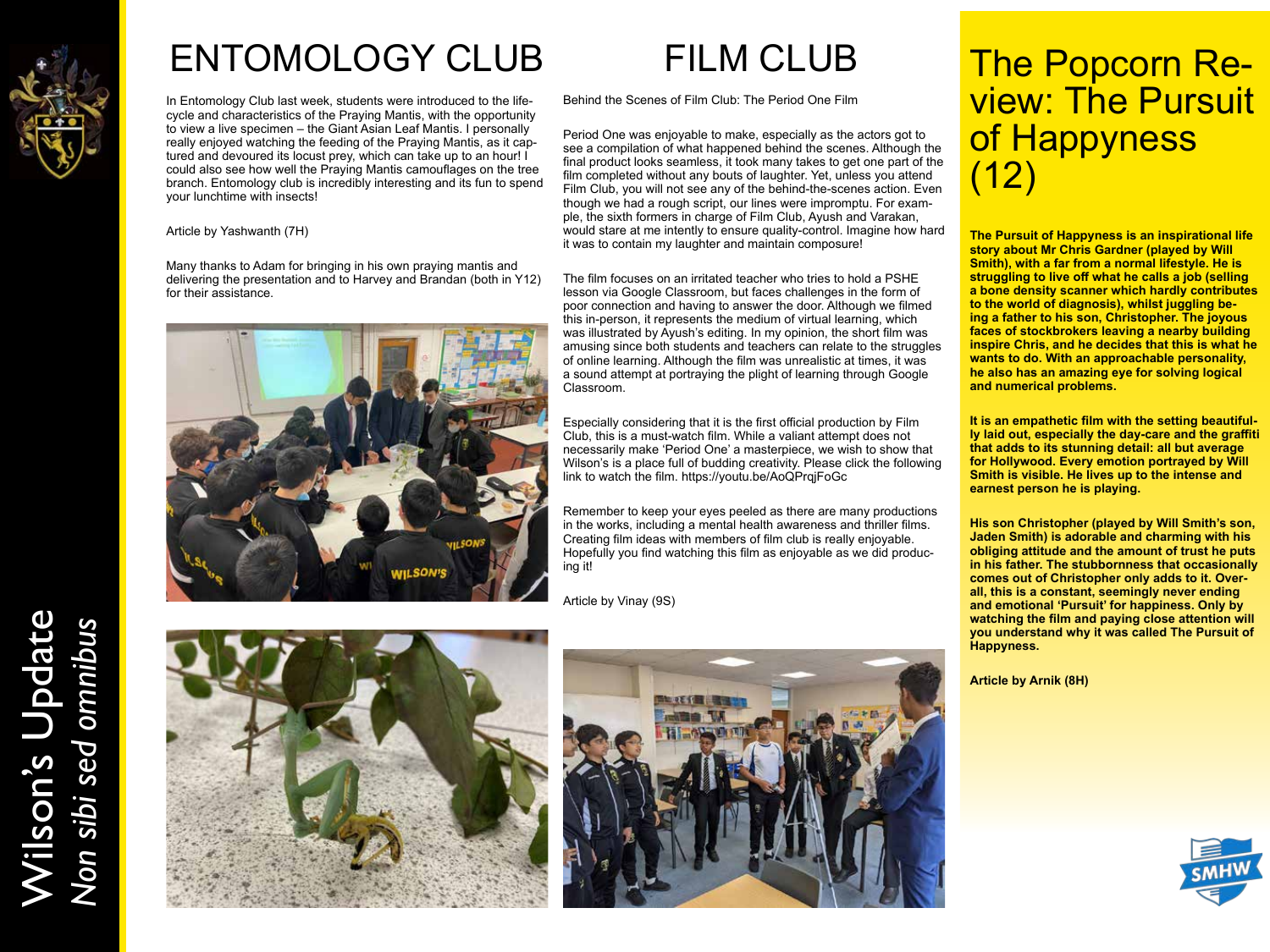# ENTOMOLOGY CLUB

In Entomology Club last week, students were introduced to the life-cycle and characteristics of the Praying Mantis, with the opportunity to view a live specimen – the Giant Asian Leaf Mantis. I personally really enjoyed watching the feeding of the Praying Mantis, as it captured and devoured its locust prey, which can take up to an hour! I could also see how well the Praying Mantis camouflages on the tree branch. Entomology club is incredibly interesting and its fun to spend your lunchtime with insects!

Article by Yashwanth (7H)

Many thanks to Adam for bringing in his own praying mantis and delivering the presentation and to Harvey and Brandan (both in Y12) for their assistance.

# FILM CLUB

Behind the Scenes of Film Club: The Period One Film

Period One was enjoyable to make, especially as the actors got to see a compilation of what happened behind the scenes. Although the final product looks seamless, it took many takes to get one part of the film completed without any bouts of laughter. Yet, unless you attend Film Club, you will not see any of the behind-the-scenes action. Even though we had a rough script, our lines were impromptu. For example, the sixth formers in charge of Film Club, Ayush and Varakan, would stare at me intently to ensure quality-control. Imagine how hard it was to contain my laughter and maintain composure!

The film focuses on an irritated teacher who tries to hold a PSHE lesson via Google Classroom, but faces challenges in the form of poor connection and having to answer the door. Although we filmed this in-person, it represents the medium of virtual learning, which was illustrated by Ayush's editing. In my opinion, the short film was amusing since both students and teachers can relate to the struggles of online learning. Although the film was unrealistic at times, it was a sound attempt at portraying the plight of learning through Google Classroom.

Especially considering that it is the first official production by Film Club, this is a must-watch film. While a valiant attempt does not necessarily make 'Period One' a masterpiece, we wish to show that Wilson's is a place full of budding creativity. Please click the following link to watch the film. https://youtu.be/AoQPrqjFoGc

Remember to keep your eyes peeled as there are many productions in the works, including a mental health awareness and thriller films. Creating film ideas with members of film club is really enjoyable. Hopefully you find watching this film as enjoyable as we did producing it!

Article by Vinay (9S)

# The Popcorn Review: The Pursuit of Happyness (12)

**The Pursuit of Happyness is an inspirational life story about Mr Chris Gardner (played by Will Smith), with a far from a normal lifestyle. He is struggling to live off what he calls a job (selling a bone density scanner which hardly contributes to the world of diagnosis), whilst juggling being a father to his son, Christopher. The joyous faces of stockbrokers leaving a nearby building inspire Chris, and he decides that this is what he wants to do. With an approachable personality, he also has an amazing eye for solving logical and numerical problems.**

**It is an empathetic film with the setting beautifully laid out, especially the day-care and the graffiti that adds to its stunning detail: all but average for Hollywood. Every emotion portrayed by Will Smith is visible. He lives up to the intense and earnest person he is playing.**

**His son Christopher (played by Will Smith's son, Jaden Smith) is adorable and charming with his obliging attitude and the amount of trust he puts in his father. The stubbornness that occasionally comes out of Christopher only adds to it. Overall, this is a constant, seemingly never ending and emotional 'Pursuit' for happiness. Only by watching the film and paying close attention will you understand why it was called The Pursuit of Happyness.**

**Article by Arnik (8H)**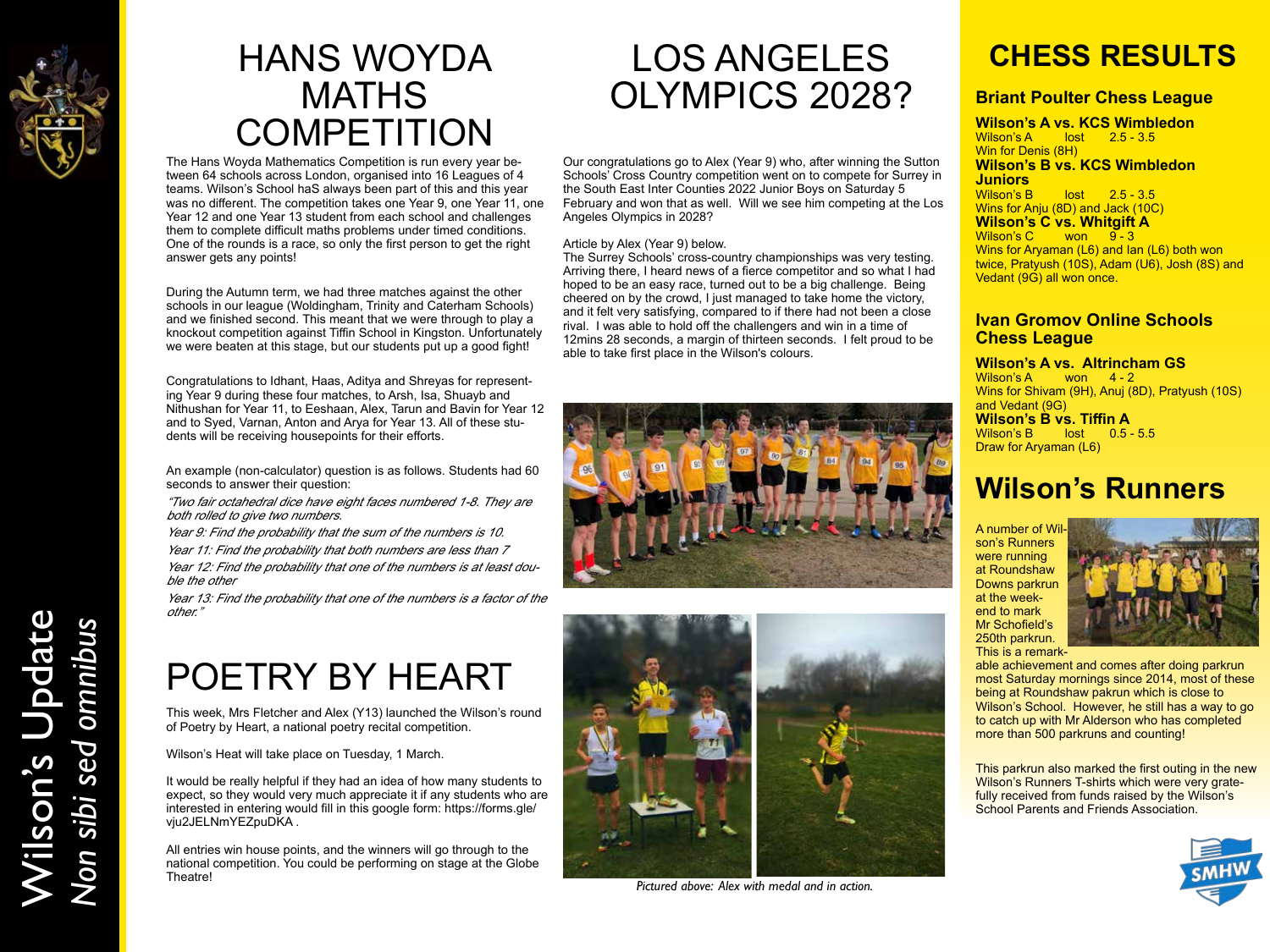# HANS WOYDA MATHS COMPETITION

The Hans Woyda Mathematics Competition is run every year between 64 schools across London, organised into 16 Leagues of 4 teams. Wilson's School haS always been part of this and this year was no different. The competition takes one Year 9, one Year 11, one Year 12 and one Year 13 student from each school and challenges them to complete difficult maths problems under timed conditions. One of the rounds is a race, so only the first person to get the right answer gets any points!

During the Autumn term, we had three matches against the other schools in our league (Woldingham, Trinity and Caterham Schools) and we finished second. This meant that we were through to play a knockout competition against Tiffin School in Kingston. Unfortunately we were beaten at this stage, but our students put up a good fight!

Congratulations to Idhant, Haas, Aditya and Shreyas for representing Year 9 during these four matches, to Arsh, Isa, Shuayb and Nithushan for Year 11, to Eeshaan, Alex, Tarun and Bavin for Year 12 and to Syed, Varnan, Anton and Arya for Year 13. All of these students will be receiving housepoints for their efforts.

An example (non-calculator) question is as follows. Students had 60 seconds to answer their question:

*"Two fair octahedral dice have eight faces numbered 1-8. They are both rolled to give two numbers.*

*Year 9: Find the probability that the sum of the numbers is 10.*

*Year 11: Find the probability that both numbers are less than 7*

*Year 12: Find the probability that one of the numbers is at least double the other*

*Year 13: Find the probability that one of the numbers is a factor of the other."*

# POETRY BY HEART

This week, Mrs Fletcher and Alex (Y13) launched the Wilson's round of Poetry by Heart, a national poetry recital competition.

Wilson's Heat will take place on Tuesday, 1 March.

It would be really helpful if they had an idea of how many students to expect, so they would very much appreciate it if any students who are interested in entering would fill in this google form: https://forms.gle/vju2JELNmYEZpuDKA .

All entries win house points, and the winners will go through to the national competition. You could be performing on stage at the Globe Theatre!

# LOS ANGELES OLYMPICS 2028?

Our congratulations go to Alex (Year 9) who, after winning the Sutton Schools' Cross Country competition went on to compete for Surrey in the South East Inter Counties 2022 Junior Boys on Saturday 5 February and won that as well. Will we see him competing at the Los Angeles Olympics in 2028?

Article by Alex (Year 9) below.

The Surrey Schools' cross-country championships was very testing. Arriving there, I heard news of a fierce competitor and so what I had hoped to be an easy race, turned out to be a big challenge. Being cheered on by the crowd, I just managed to take home the victory, and it felt very satisfying, compared to if there had not been a close rival. I was able to hold off the challengers and win in a time of 12mins 28 seconds, a margin of thirteen seconds. I felt proud to be able to take first place in the Wilson's colours.

*Pictured above: Alex with medal and in action.*

# CHESS RESULTS

## Briant Poulter Chess League

### Wilson's A vs. KCS Wimbledon

Wilson's A lost 2.5 - 3.5
Win for Denis (8H)

### Wilson's B vs. KCS Wimbledon Juniors

Wilson's B lost 2.5 - 3.5
Wins for Anju (8D) and Jack (10C)

### Wilson's C vs. Whitgift A

Wilson's C won 9 - 3
Wins for Aryaman (L6) and Ian (L6) both won twice, Pratyush (10S), Adam (U6), Josh (8S) and Vedant (9G) all won once.

## Ivan Gromov Online Schools Chess League

### Wilson's A vs. Altrincham GS

Wilson's A won 4 - 2
Wins for Shivam (9H), Anuj (8D), Pratyush (10S) and Vedant (9G)

### Wilson's B vs. Tiffin A

Wilson's B lost 0.5 - 5.5
Draw for Aryaman (L6)

# Wilson's Runners

A number of Wilson's Runners were running at Roundshaw Downs parkrun at the weekend to mark Mr Schofield's 250th parkrun. This is a remarkable achievement and comes after doing parkrun most Saturday mornings since 2014, most of these being at Roundshaw pakrun which is close to Wilson's School. However, he still has a way to go to catch up with Mr Alderson who has completed more than 500 parkruns and counting!

This parkrun also marked the first outing in the new Wilson's Runners T-shirts which were very gratefully received from funds raised by the Wilson's School Parents and Friends Association.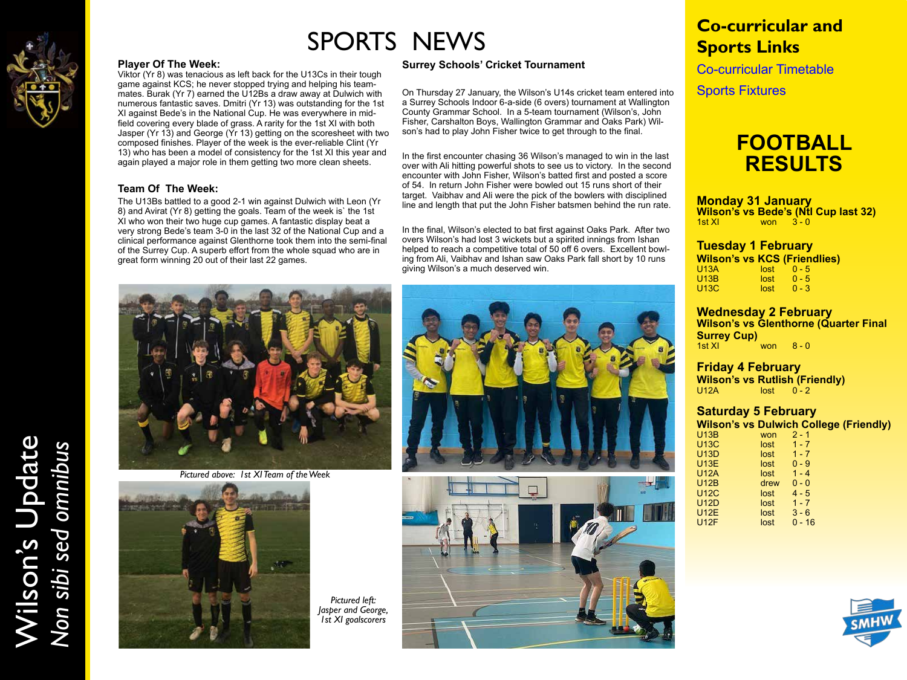# SPORTS NEWS

### Player Of The Week:

Viktor (Yr 8) was tenacious as left back for the U13Cs in their tough game against KCS; he never stopped trying and helping his team-mates. Burak (Yr 7) earned the U12Bs a draw away at Dulwich with numerous fantastic saves. Dmitri (Yr 13) was outstanding for the 1st XI against Bede's in the National Cup. He was everywhere in mid-field covering every blade of grass. A rarity for the 1st XI with both Jasper (Yr 13) and George (Yr 13) getting on the scoresheet with two composed finishes. Player of the week is the ever-reliable Clint (Yr 13) who has been a model of consistency for the 1st XI this year and again played a major role in them getting two more clean sheets.

### Team Of The Week:

The U13Bs battled to a good 2-1 win against Dulwich with Leon (Yr 8) and Avirat (Yr 8) getting the goals. Team of the week is` the 1st XI who won their two huge cup games. A fantastic display beat a very strong Bede's team 3-0 in the last 32 of the National Cup and a clinical performance against Glenthorne took them into the semi-final of the Surrey Cup. A superb effort from the whole squad who are in great form winning 20 out of their last 22 games.

*Pictured above: 1st XI Team of the Week*

*Pictured left: Jasper and George, 1st XI goalscorers*

### Surrey Schools' Cricket Tournament

On Thursday 27 January, the Wilson's U14s cricket team entered into a Surrey Schools Indoor 6-a-side (6 overs) tournament at Wallington County Grammar School. In a 5-team tournament (Wilson's, John Fisher, Carshalton Boys, Wallington Grammar and Oaks Park) Wilson's had to play John Fisher twice to get through to the final.

In the first encounter chasing 36 Wilson's managed to win in the last over with Ali hitting powerful shots to see us to victory. In the second encounter with John Fisher, Wilson's batted first and posted a score of 54. In return John Fisher were bowled out 15 runs short of their target. Vaibhav and Ali were the pick of the bowlers with disciplined line and length that put the John Fisher batsmen behind the run rate.

In the final, Wilson's elected to bat first against Oaks Park. After two overs Wilson's had lost 3 wickets but a spirited innings from Ishan helped to reach a competitive total of 50 off 6 overs. Excellent bowling from Ali, Vaibhav and Ishan saw Oaks Park fall short by 10 runs giving Wilson's a much deserved win.

## Co-curricular and Sports Links

Co-curricular Timetable

Sports Fixtures

## FOOTBALL RESULTS

**Monday 31 January**
**Wilson's vs Bede's (Ntl Cup last 32)**

| | | |
|---|---|---|
| 1st XI | won | 3 - 0 |

**Tuesday 1 February**
**Wilson's vs KCS (Friendlies)**

| | | |
|---|---|---|
| U13A | lost | 0 - 5 |
| U13B | lost | 0 - 5 |
| U13C | lost | 0 - 3 |

**Wednesday 2 February**
**Wilson's vs Glenthorne (Quarter Final Surrey Cup)**

| | | |
|---|---|---|
| 1st XI | won | 8 - 0 |

**Friday 4 February**
**Wilson's vs Rutlish (Friendly)**

| | | |
|---|---|---|
| U12A | lost | 0 - 2 |

**Saturday 5 February**
**Wilson's vs Dulwich College (Friendly)**

| | | |
|---|---|---|
| U13B | won | 2 - 1 |
| U13C | lost | 1 - 7 |
| U13D | lost | 1 - 7 |
| U13E | lost | 0 - 9 |
| U12A | lost | 1 - 4 |
| U12B | drew | 0 - 0 |
| U12C | lost | 4 - 5 |
| U12D | lost | 1 - 7 |
| U12E | lost | 3 - 6 |
| U12F | lost | 0 - 16 |